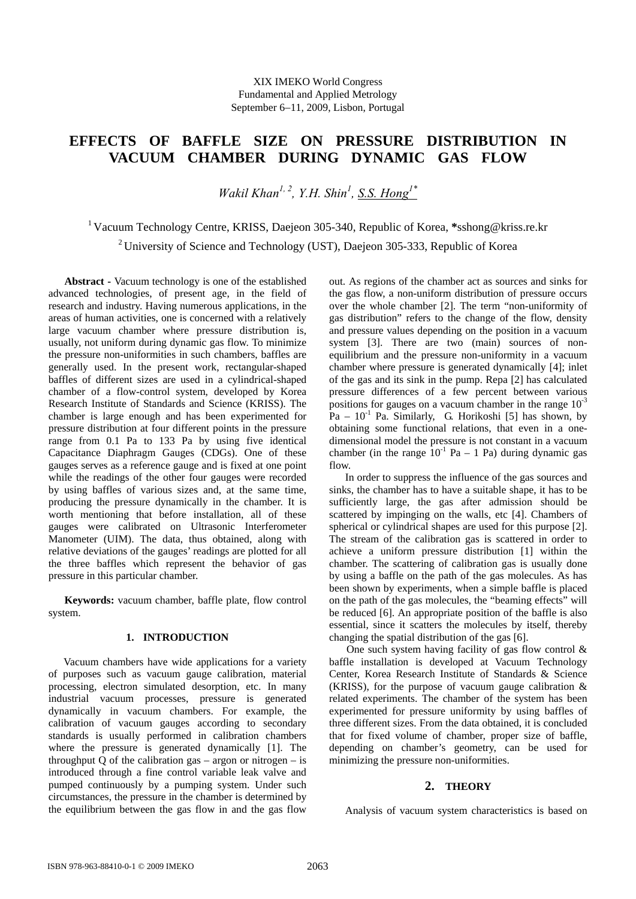XIX IMEKO World Congress
Fundamental and Applied Metrology
September 6–11, 2009, Lisbon, Portugal

# EFFECTS OF BAFFLE SIZE ON PRESSURE DISTRIBUTION IN VACUUM CHAMBER DURING DYNAMIC GAS FLOW

*Wakil Khan*[1, 2], *Y.H. Shin*[1], *S.S. Hong*[1*]

[1] Vacuum Technology Centre, KRISS, Daejeon 305-340, Republic of Korea, *sshong@kriss.re.kr

[2] University of Science and Technology (UST), Daejeon 305-333, Republic of Korea

**Abstract -** Vacuum technology is one of the established advanced technologies, of present age, in the field of research and industry. Having numerous applications, in the areas of human activities, one is concerned with a relatively large vacuum chamber where pressure distribution is, usually, not uniform during dynamic gas flow. To minimize the pressure non-uniformities in such chambers, baffles are generally used. In the present work, rectangular-shaped baffles of different sizes are used in a cylindrical-shaped chamber of a flow-control system, developed by Korea Research Institute of Standards and Science (KRISS). The chamber is large enough and has been experimented for pressure distribution at four different points in the pressure range from 0.1 Pa to 133 Pa by using five identical Capacitance Diaphragm Gauges (CDGs). One of these gauges serves as a reference gauge and is fixed at one point while the readings of the other four gauges were recorded by using baffles of various sizes and, at the same time, producing the pressure dynamically in the chamber. It is worth mentioning that before installation, all of these gauges were calibrated on Ultrasonic Interferometer Manometer (UIM). The data, thus obtained, along with relative deviations of the gauges' readings are plotted for all the three baffles which represent the behavior of gas pressure in this particular chamber.

**Keywords:** vacuum chamber, baffle plate, flow control system.

## 1. INTRODUCTION

Vacuum chambers have wide applications for a variety of purposes such as vacuum gauge calibration, material processing, electron simulated desorption, etc. In many industrial vacuum processes, pressure is generated dynamically in vacuum chambers. For example, the calibration of vacuum gauges according to secondary standards is usually performed in calibration chambers where the pressure is generated dynamically [1]. The throughput Q of the calibration gas – argon or nitrogen – is introduced through a fine control variable leak valve and pumped continuously by a pumping system. Under such circumstances, the pressure in the chamber is determined by the equilibrium between the gas flow in and the gas flow out. As regions of the chamber act as sources and sinks for the gas flow, a non-uniform distribution of pressure occurs over the whole chamber [2]. The term "non-uniformity of gas distribution" refers to the change of the flow, density and pressure values depending on the position in a vacuum system [3]. There are two (main) sources of non-equilibrium and the pressure non-uniformity in a vacuum chamber where pressure is generated dynamically [4]; inlet of the gas and its sink in the pump. Repa [2] has calculated pressure differences of a few percent between various positions for gauges on a vacuum chamber in the range $10^{-3}$ Pa – $10^{-1}$ Pa. Similarly, G. Horikoshi [5] has shown, by obtaining some functional relations, that even in a one-dimensional model the pressure is not constant in a vacuum chamber (in the range $10^{-1}$ Pa – 1 Pa) during dynamic gas flow.

In order to suppress the influence of the gas sources and sinks, the chamber has to have a suitable shape, it has to be sufficiently large, the gas after admission should be scattered by impinging on the walls, etc [4]. Chambers of spherical or cylindrical shapes are used for this purpose [2]. The stream of the calibration gas is scattered in order to achieve a uniform pressure distribution [1] within the chamber. The scattering of calibration gas is usually done by using a baffle on the path of the gas molecules. As has been shown by experiments, when a simple baffle is placed on the path of the gas molecules, the "beaming effects" will be reduced [6]. An appropriate position of the baffle is also essential, since it scatters the molecules by itself, thereby changing the spatial distribution of the gas [6].

One such system having facility of gas flow control & baffle installation is developed at Vacuum Technology Center, Korea Research Institute of Standards & Science (KRISS), for the purpose of vacuum gauge calibration & related experiments. The chamber of the system has been experimented for pressure uniformity by using baffles of three different sizes. From the data obtained, it is concluded that for fixed volume of chamber, proper size of baffle, depending on chamber's geometry, can be used for minimizing the pressure non-uniformities.

## 2. THEORY

Analysis of vacuum system characteristics is based on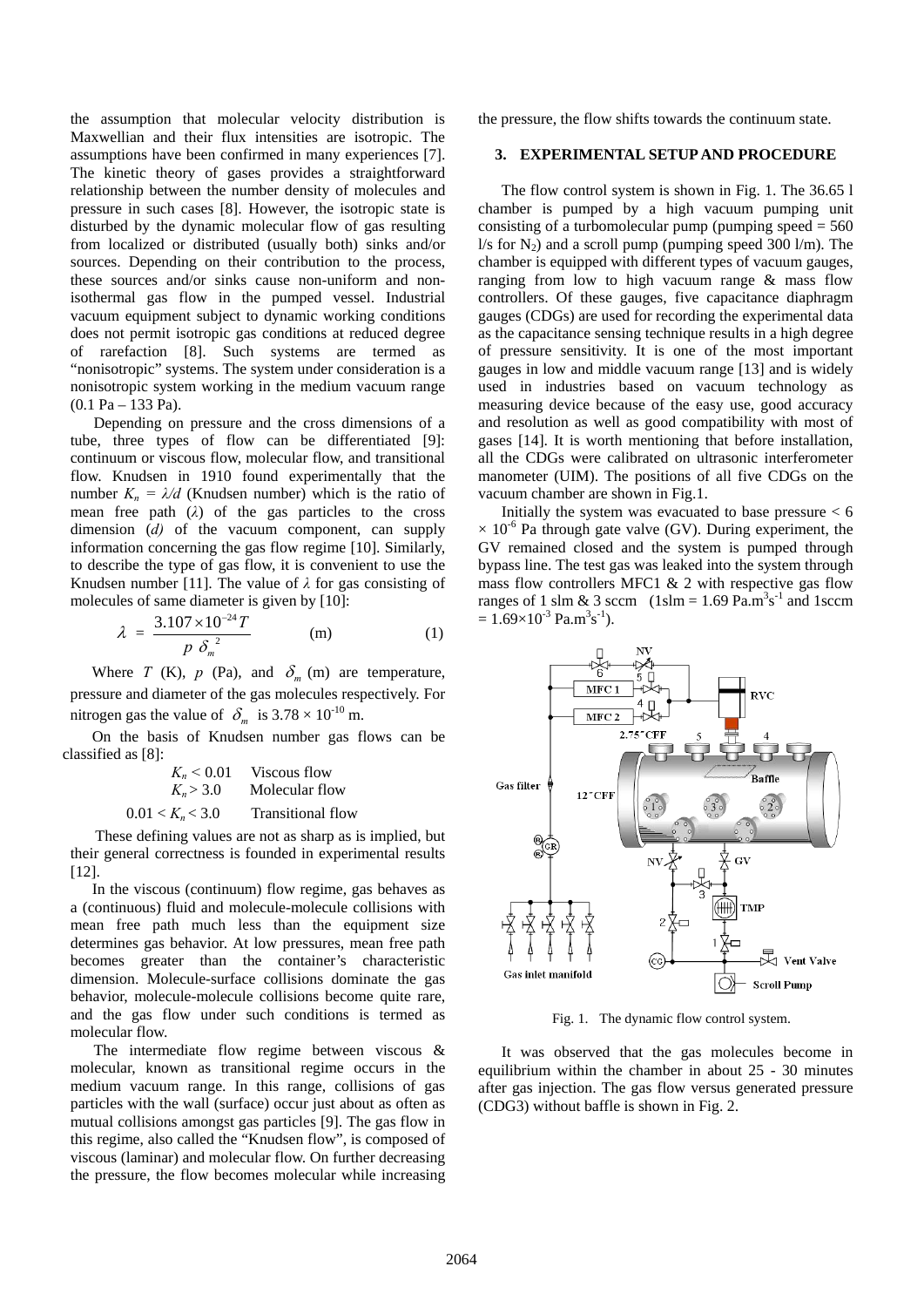the assumption that molecular velocity distribution is Maxwellian and their flux intensities are isotropic. The assumptions have been confirmed in many experiences [7]. The kinetic theory of gases provides a straightforward relationship between the number density of molecules and pressure in such cases [8]. However, the isotropic state is disturbed by the dynamic molecular flow of gas resulting from localized or distributed (usually both) sinks and/or sources. Depending on their contribution to the process, these sources and/or sinks cause non-uniform and non-isothermal gas flow in the pumped vessel. Industrial vacuum equipment subject to dynamic working conditions does not permit isotropic gas conditions at reduced degree of rarefaction [8]. Such systems are termed as "nonisotropic" systems. The system under consideration is a nonisotropic system working in the medium vacuum range (0.1 Pa – 133 Pa).

Depending on pressure and the cross dimensions of a tube, three types of flow can be differentiated [9]: continuum or viscous flow, molecular flow, and transitional flow. Knudsen in 1910 found experimentally that the number $K_n = \lambda/d$ (Knudsen number) which is the ratio of mean free path ($\lambda$) of the gas particles to the cross dimension ($d$) of the vacuum component, can supply information concerning the gas flow regime [10]. Similarly, to describe the type of gas flow, it is convenient to use the Knudsen number [11]. The value of $\lambda$ for gas consisting of molecules of same diameter is given by [10]:

$$\lambda = \frac{3.107 \times 10^{-24} T}{p\ \delta_m^{\ 2}} \qquad \text{(m)} \qquad (1)$$

Where $T$ (K), $p$ (Pa), and $\delta_m$ (m) are temperature, pressure and diameter of the gas molecules respectively. For nitrogen gas the value of $\delta_m$ is $3.78 \times 10^{-10}$ m.

On the basis of Knudsen number gas flows can be classified as [8]:

$K_n < 0.01$ Viscous flow

$K_n > 3.0$ Molecular flow

$0.01 < K_n < 3.0$ Transitional flow

These defining values are not as sharp as is implied, but their general correctness is founded in experimental results [12].

In the viscous (continuum) flow regime, gas behaves as a (continuous) fluid and molecule-molecule collisions with mean free path much less than the equipment size determines gas behavior. At low pressures, mean free path becomes greater than the container's characteristic dimension. Molecule-surface collisions dominate the gas behavior, molecule-molecule collisions become quite rare, and the gas flow under such conditions is termed as molecular flow.

The intermediate flow regime between viscous & molecular, known as transitional regime occurs in the medium vacuum range. In this range, collisions of gas particles with the wall (surface) occur just about as often as mutual collisions amongst gas particles [9]. The gas flow in this regime, also called the "Knudsen flow", is composed of viscous (laminar) and molecular flow. On further decreasing the pressure, the flow becomes molecular while increasing the pressure, the flow shifts towards the continuum state.

## 3. EXPERIMENTAL SETUP AND PROCEDURE

The flow control system is shown in Fig. 1. The 36.65 l chamber is pumped by a high vacuum pumping unit consisting of a turbomolecular pump (pumping speed = 560 l/s for $N_2$) and a scroll pump (pumping speed 300 l/m). The chamber is equipped with different types of vacuum gauges, ranging from low to high vacuum range & mass flow controllers. Of these gauges, five capacitance diaphragm gauges (CDGs) are used for recording the experimental data as the capacitance sensing technique results in a high degree of pressure sensitivity. It is one of the most important gauges in low and middle vacuum range [13] and is widely used in industries based on vacuum technology as measuring device because of the easy use, good accuracy and resolution as well as good compatibility with most of gases [14]. It is worth mentioning that before installation, all the CDGs were calibrated on ultrasonic interferometer manometer (UIM). The positions of all five CDGs on the vacuum chamber are shown in Fig.1.

Initially the system was evacuated to base pressure < $6 \times 10^{-6}$ Pa through gate valve (GV). During experiment, the GV remained closed and the system is pumped through bypass line. The test gas was leaked into the system through mass flow controllers MFC1 & 2 with respective gas flow ranges of 1 slm & 3 sccm (1slm = 1.69 Pa.m$^3$s$^{-1}$ and 1sccm = $1.69 \times 10^{-3}$ Pa.m$^3$s$^{-1}$).

Fig. 1. The dynamic flow control system.

It was observed that the gas molecules become in equilibrium within the chamber in about 25 - 30 minutes after gas injection. The gas flow versus generated pressure (CDG3) without baffle is shown in Fig. 2.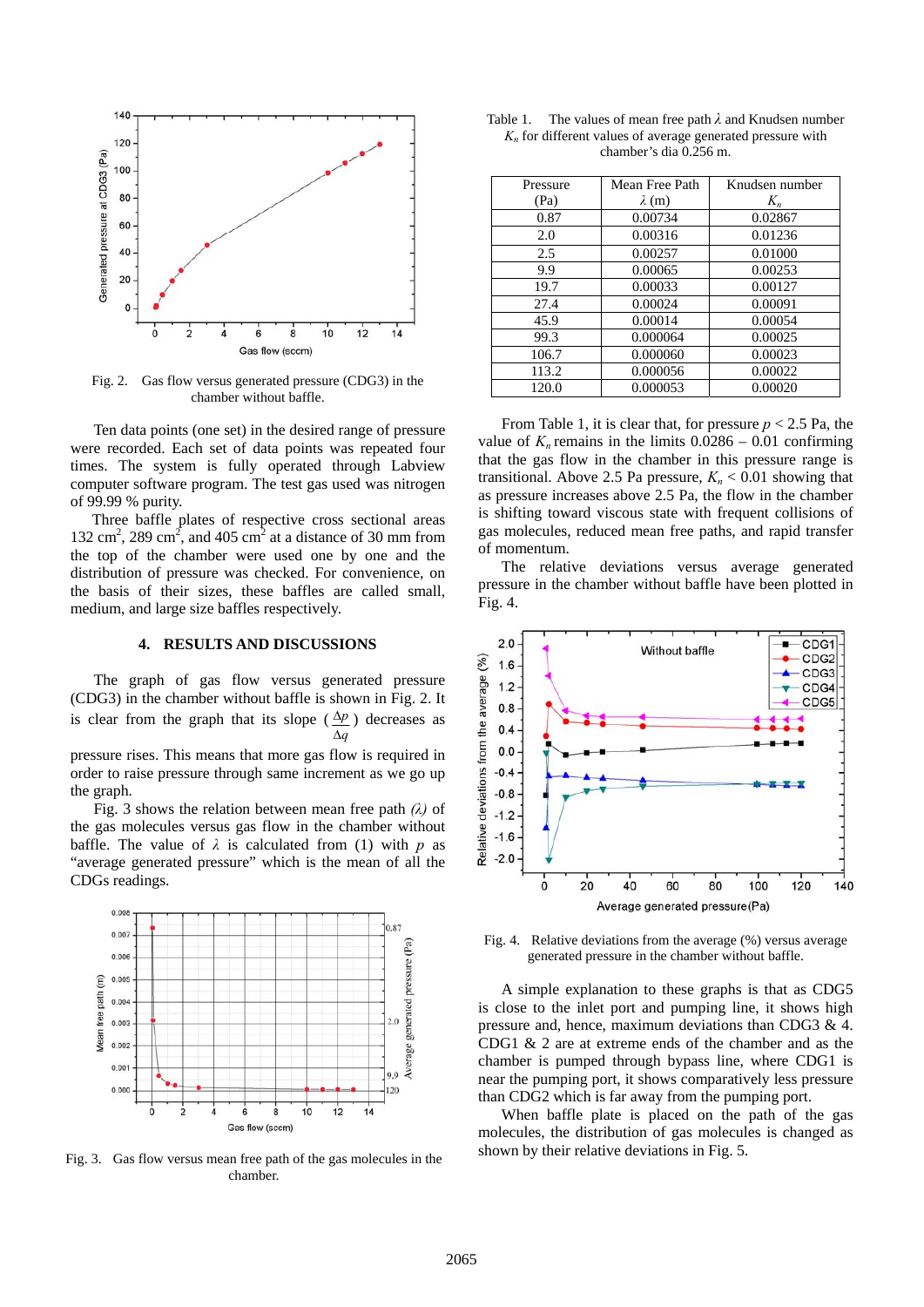Fig. 2. Gas flow versus generated pressure (CDG3) in the chamber without baffle.

Ten data points (one set) in the desired range of pressure were recorded. Each set of data points was repeated four times. The system is fully operated through Labview computer software program. The test gas used was nitrogen of 99.99 % purity.

Three baffle plates of respective cross sectional areas 132 $cm^2$, 289 $cm^2$, and 405 $cm^2$ at a distance of 30 mm from the top of the chamber were used one by one and the distribution of pressure was checked. For convenience, on the basis of their sizes, these baffles are called small, medium, and large size baffles respectively.

## 4. RESULTS AND DISCUSSIONS

The graph of gas flow versus generated pressure (CDG3) in the chamber without baffle is shown in Fig. 2. It is clear from the graph that its slope ($\frac{\Delta p}{\Delta q}$) decreases as pressure rises. This means that more gas flow is required in order to raise pressure through same increment as we go up the graph.

Fig. 3 shows the relation between mean free path *(λ)* of the gas molecules versus gas flow in the chamber without baffle. The value of $\lambda$ is calculated from (1) with $p$ as "average generated pressure" which is the mean of all the CDGs readings.

Fig. 3. Gas flow versus mean free path of the gas molecules in the chamber.

Table 1. The values of mean free path $\lambda$ and Knudsen number $K_n$ for different values of average generated pressure with chamber's dia 0.256 m.

| Pressure (Pa) | Mean Free Path $\lambda$ (m) | Knudsen number $K_n$ |
|---|---|---|
| 0.87 | 0.00734 | 0.02867 |
| 2.0 | 0.00316 | 0.01236 |
| 2.5 | 0.00257 | 0.01000 |
| 9.9 | 0.00065 | 0.00253 |
| 19.7 | 0.00033 | 0.00127 |
| 27.4 | 0.00024 | 0.00091 |
| 45.9 | 0.00014 | 0.00054 |
| 99.3 | 0.000064 | 0.00025 |
| 106.7 | 0.000060 | 0.00023 |
| 113.2 | 0.000056 | 0.00022 |
| 120.0 | 0.000053 | 0.00020 |

From Table 1, it is clear that, for pressure $p < 2.5$ Pa, the value of $K_n$ remains in the limits 0.0286 – 0.01 confirming that the gas flow in the chamber in this pressure range is transitional. Above 2.5 Pa pressure, $K_n < 0.01$ showing that as pressure increases above 2.5 Pa, the flow in the chamber is shifting toward viscous state with frequent collisions of gas molecules, reduced mean free paths, and rapid transfer of momentum.

The relative deviations versus average generated pressure in the chamber without baffle have been plotted in Fig. 4.

Fig. 4. Relative deviations from the average (%) versus average generated pressure in the chamber without baffle.

A simple explanation to these graphs is that as CDG5 is close to the inlet port and pumping line, it shows high pressure and, hence, maximum deviations than CDG3 & 4. CDG1 & 2 are at extreme ends of the chamber and as the chamber is pumped through bypass line, where CDG1 is near the pumping port, it shows comparatively less pressure than CDG2 which is far away from the pumping port.

When baffle plate is placed on the path of the gas molecules, the distribution of gas molecules is changed as shown by their relative deviations in Fig. 5.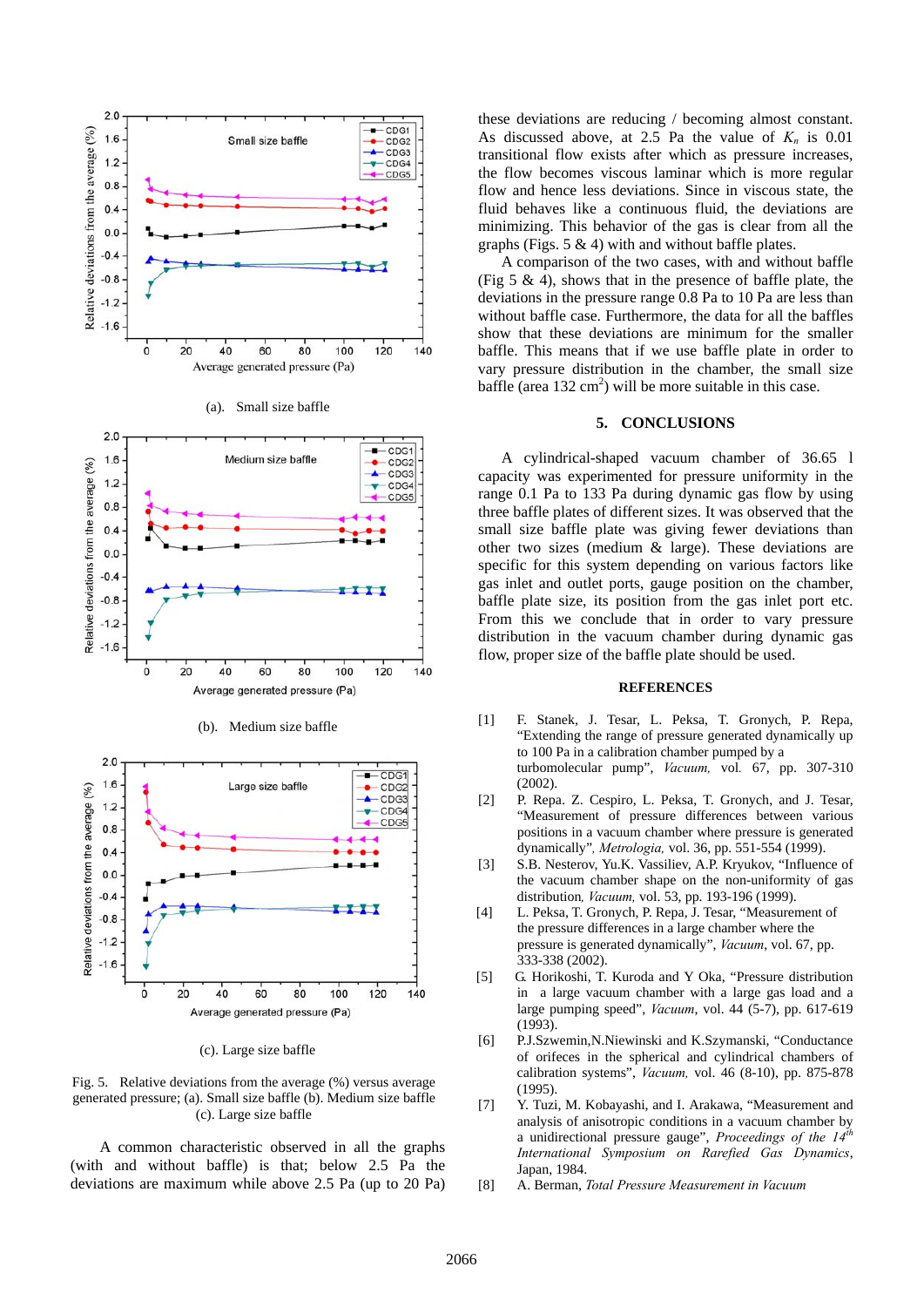(a). Small size baffle

(b). Medium size baffle

(c). Large size baffle

Fig. 5. Relative deviations from the average (%) versus average generated pressure; (a). Small size baffle (b). Medium size baffle (c). Large size baffle

A common characteristic observed in all the graphs (with and without baffle) is that; below 2.5 Pa the deviations are maximum while above 2.5 Pa (up to 20 Pa) these deviations are reducing / becoming almost constant. As discussed above, at 2.5 Pa the value of $K_n$ is 0.01 transitional flow exists after which as pressure increases, the flow becomes viscous laminar which is more regular flow and hence less deviations. Since in viscous state, the fluid behaves like a continuous fluid, the deviations are minimizing. This behavior of the gas is clear from all the graphs (Figs. 5 & 4) with and without baffle plates.

A comparison of the two cases, with and without baffle (Fig 5 & 4), shows that in the presence of baffle plate, the deviations in the pressure range 0.8 Pa to 10 Pa are less than without baffle case. Furthermore, the data for all the baffles show that these deviations are minimum for the smaller baffle. This means that if we use baffle plate in order to vary pressure distribution in the chamber, the small size baffle (area 132 $cm^2$) will be more suitable in this case.

## 5. CONCLUSIONS

A cylindrical-shaped vacuum chamber of 36.65 l capacity was experimented for pressure uniformity in the range 0.1 Pa to 133 Pa during dynamic gas flow by using three baffle plates of different sizes. It was observed that the small size baffle plate was giving fewer deviations than other two sizes (medium & large). These deviations are specific for this system depending on various factors like gas inlet and outlet ports, gauge position on the chamber, baffle plate size, its position from the gas inlet port etc. From this we conclude that in order to vary pressure distribution in the vacuum chamber during dynamic gas flow, proper size of the baffle plate should be used.

## REFERENCES

[1] F. Stanek, J. Tesar, L. Peksa, T. Gronych, P. Repa, "Extending the range of pressure generated dynamically up to 100 Pa in a calibration chamber pumped by a turbomolecular pump", *Vacuum,* vol. 67, pp. 307-310 (2002).

[2] P. Repa. Z. Cespiro, L. Peksa, T. Gronych, and J. Tesar, "Measurement of pressure differences between various positions in a vacuum chamber where pressure is generated dynamically", *Metrologia,* vol. 36, pp. 551-554 (1999).

[3] S.B. Nesterov, Yu.K. Vassiliev, A.P. Kryukov, "Influence of the vacuum chamber shape on the non-uniformity of gas distribution, *Vacuum,* vol. 53, pp. 193-196 (1999).

[4] L. Peksa, T. Gronych, P. Repa, J. Tesar, "Measurement of the pressure differences in a large chamber where the pressure is generated dynamically", *Vacuum*, vol. 67, pp. 333-338 (2002).

[5] G. Horikoshi, T. Kuroda and Y Oka, "Pressure distribution in a large vacuum chamber with a large gas load and a large pumping speed", *Vacuum*, vol. 44 (5-7), pp. 617-619 (1993).

[6] P.J.Szwemin,N.Niewinski and K.Szymanski, "Conductance of orifeces in the spherical and cylindrical chambers of calibration systems", *Vacuum,* vol. 46 (8-10), pp. 875-878 (1995).

[7] Y. Tuzi, M. Kobayashi, and I. Arakawa, "Measurement and analysis of anisotropic conditions in a vacuum chamber by a unidirectional pressure gauge", *Proceedings of the 14th International Symposium on Rarefied Gas Dynamics*, Japan, 1984.

[8] A. Berman, *Total Pressure Measurement in Vacuum*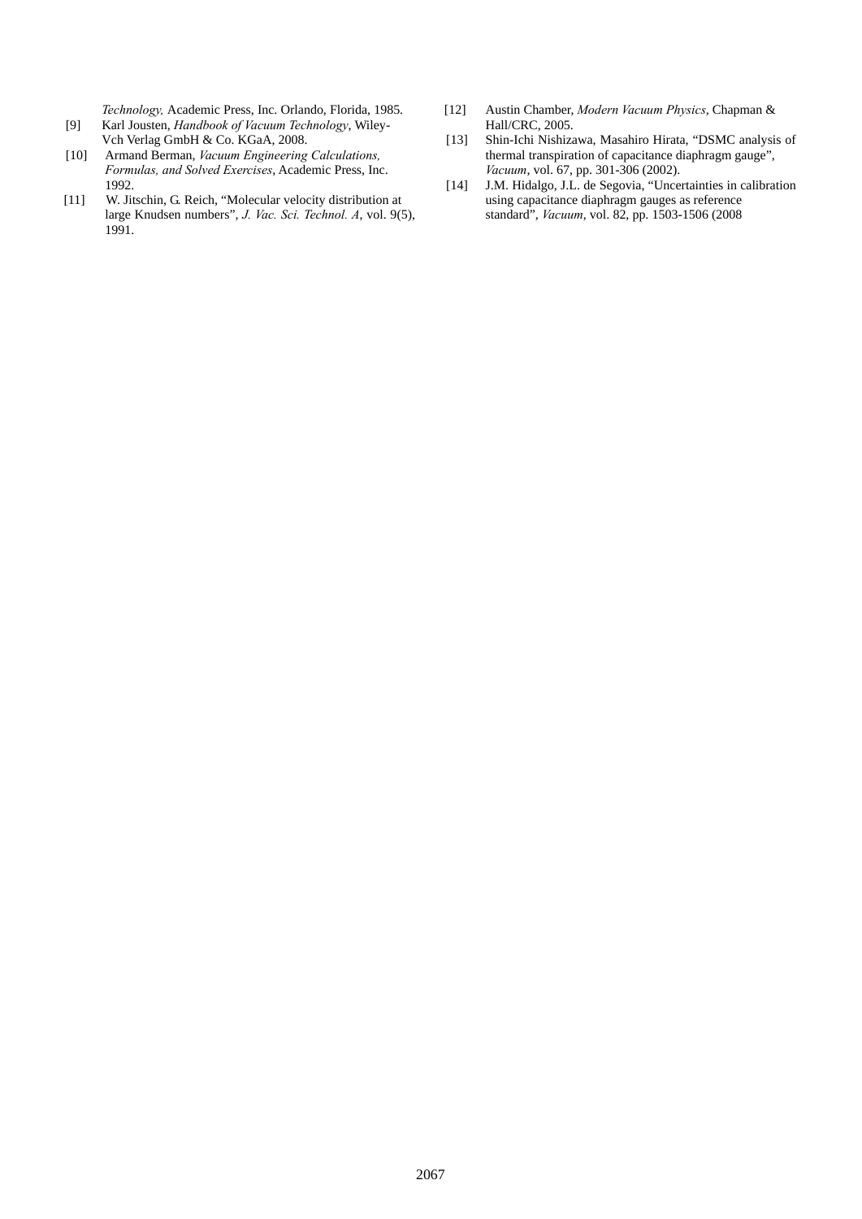*Technology,* Academic Press, Inc. Orlando, Florida, 1985.

[9] Karl Jousten, *Handbook of Vacuum Technology*, Wiley-Vch Verlag GmbH & Co. KGaA, 2008.

[10] Armand Berman, *Vacuum Engineering Calculations, Formulas, and Solved Exercises*, Academic Press, Inc. 1992.

[11] W. Jitschin, G. Reich, "Molecular velocity distribution at large Knudsen numbers", *J. Vac. Sci. Technol. A*, vol. 9(5), 1991.

[12] Austin Chamber, *Modern Vacuum Physics*, Chapman & Hall/CRC, 2005.

[13] Shin-Ichi Nishizawa, Masahiro Hirata, "DSMC analysis of thermal transpiration of capacitance diaphragm gauge", *Vacuum*, vol. 67, pp. 301-306 (2002).

[14] J.M. Hidalgo, J.L. de Segovia, "Uncertainties in calibration using capacitance diaphragm gauges as reference standard", *Vacuum*, vol. 82, pp. 1503-1506 (2008